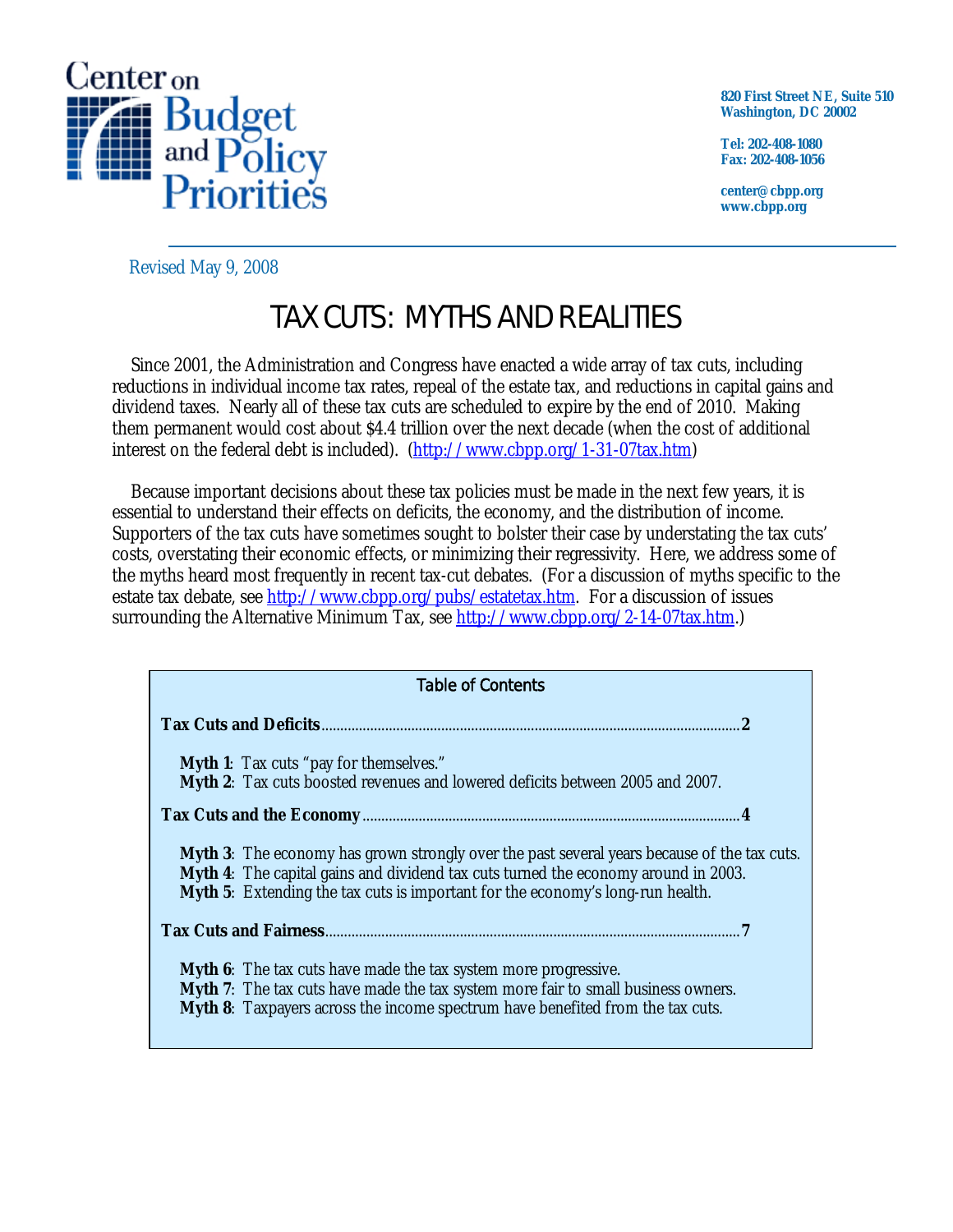Center on Budget and Policy Priorities

820 First Street NE, Suite 510
Washington, DC 20002

Tel: 202-408-1080
Fax: 202-408-1056

center@cbpp.org
www.cbpp.org

Revised May 9, 2008

# TAX CUTS: MYTHS AND REALITIES

Since 2001, the Administration and Congress have enacted a wide array of tax cuts, including reductions in individual income tax rates, repeal of the estate tax, and reductions in capital gains and dividend taxes. Nearly all of these tax cuts are scheduled to expire by the end of 2010. Making them permanent would cost about $4.4 trillion over the next decade (when the cost of additional interest on the federal debt is included). (http://www.cbpp.org/1-31-07tax.htm)

Because important decisions about these tax policies must be made in the next few years, it is essential to understand their effects on deficits, the economy, and the distribution of income. Supporters of the tax cuts have sometimes sought to bolster their case by understating the tax cuts' costs, overstating their economic effects, or minimizing their regressivity. Here, we address some of the myths heard most frequently in recent tax-cut debates. (For a discussion of myths specific to the estate tax debate, see http://www.cbpp.org/pubs/estatetax.htm. For a discussion of issues surrounding the Alternative Minimum Tax, see http://www.cbpp.org/2-14-07tax.htm.)

**Table of Contents**

**Tax Cuts and Deficits** .......... 2

- **Myth 1**: Tax cuts "pay for themselves."
- **Myth 2**: Tax cuts boosted revenues and lowered deficits between 2005 and 2007.

**Tax Cuts and the Economy** .......... 4

- **Myth 3**: The economy has grown strongly over the past several years because of the tax cuts.
- **Myth 4**: The capital gains and dividend tax cuts turned the economy around in 2003.
- **Myth 5**: Extending the tax cuts is important for the economy's long-run health.

**Tax Cuts and Fairness** .......... 7

- **Myth 6**: The tax cuts have made the tax system more progressive.
- **Myth 7**: The tax cuts have made the tax system more fair to small business owners.
- **Myth 8**: Taxpayers across the income spectrum have benefited from the tax cuts.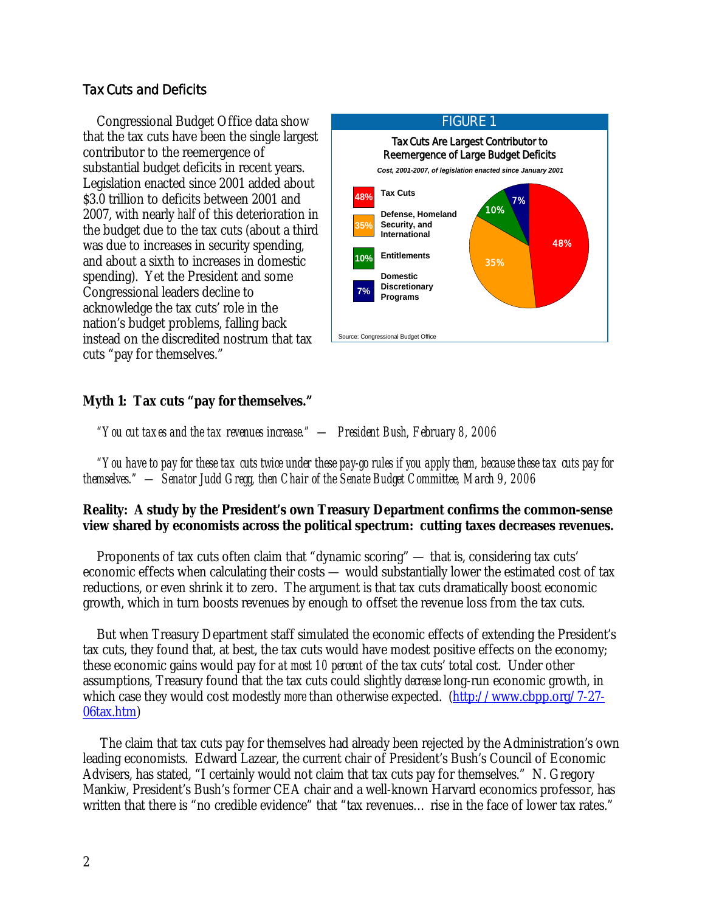## Tax Cuts and Deficits

Congressional Budget Office data show that the tax cuts have been the single largest contributor to the reemergence of substantial budget deficits in recent years. Legislation enacted since 2001 added about $3.0 trillion to deficits between 2001 and 2007, with nearly *half* of this deterioration in the budget due to the tax cuts (about a third was due to increases in security spending, and about a sixth to increases in domestic spending). Yet the President and some Congressional leaders decline to acknowledge the tax cuts' role in the nation's budget problems, falling back instead on the discredited nostrum that tax cuts "pay for themselves."

**FIGURE 1**

**Tax Cuts Are Largest Contributor to Reemergence of Large Budget Deficits**

*Cost, 2001-2007, of legislation enacted since January 2001*

| Category | Share |
|---|---|
| Tax Cuts | 48% |
| Defense, Homeland Security, and International | 35% |
| Entitlements | 10% |
| Domestic Discretionary Programs | 7% |

Source: Congressional Budget Office

**Myth 1: Tax cuts "pay for themselves."**

*"You cut taxes and the tax revenues increase." — President Bush, February 8, 2006*

*"You have to pay for these tax cuts twice under these pay-go rules if you apply them, because these tax cuts pay for themselves." — Senator Judd Gregg, then Chair of the Senate Budget Committee, March 9, 2006*

**Reality: A study by the President's own Treasury Department confirms the common-sense view shared by economists across the political spectrum: cutting taxes decreases revenues.**

Proponents of tax cuts often claim that "dynamic scoring" — that is, considering tax cuts' economic effects when calculating their costs — would substantially lower the estimated cost of tax reductions, or even shrink it to zero. The argument is that tax cuts dramatically boost economic growth, which in turn boosts revenues by enough to offset the revenue loss from the tax cuts.

But when Treasury Department staff simulated the economic effects of extending the President's tax cuts, they found that, at best, the tax cuts would have modest positive effects on the economy; these economic gains would pay for *at most 10 percent* of the tax cuts' total cost. Under other assumptions, Treasury found that the tax cuts could slightly *decrease* long-run economic growth, in which case they would cost modestly *more* than otherwise expected. (http://www.cbpp.org/7-27-06tax.htm)

The claim that tax cuts pay for themselves had already been rejected by the Administration's own leading economists. Edward Lazear, the current chair of President's Bush's Council of Economic Advisers, has stated, "I certainly would not claim that tax cuts pay for themselves." N. Gregory Mankiw, President's Bush's former CEA chair and a well-known Harvard economics professor, has written that there is "no credible evidence" that "tax revenues… rise in the face of lower tax rates."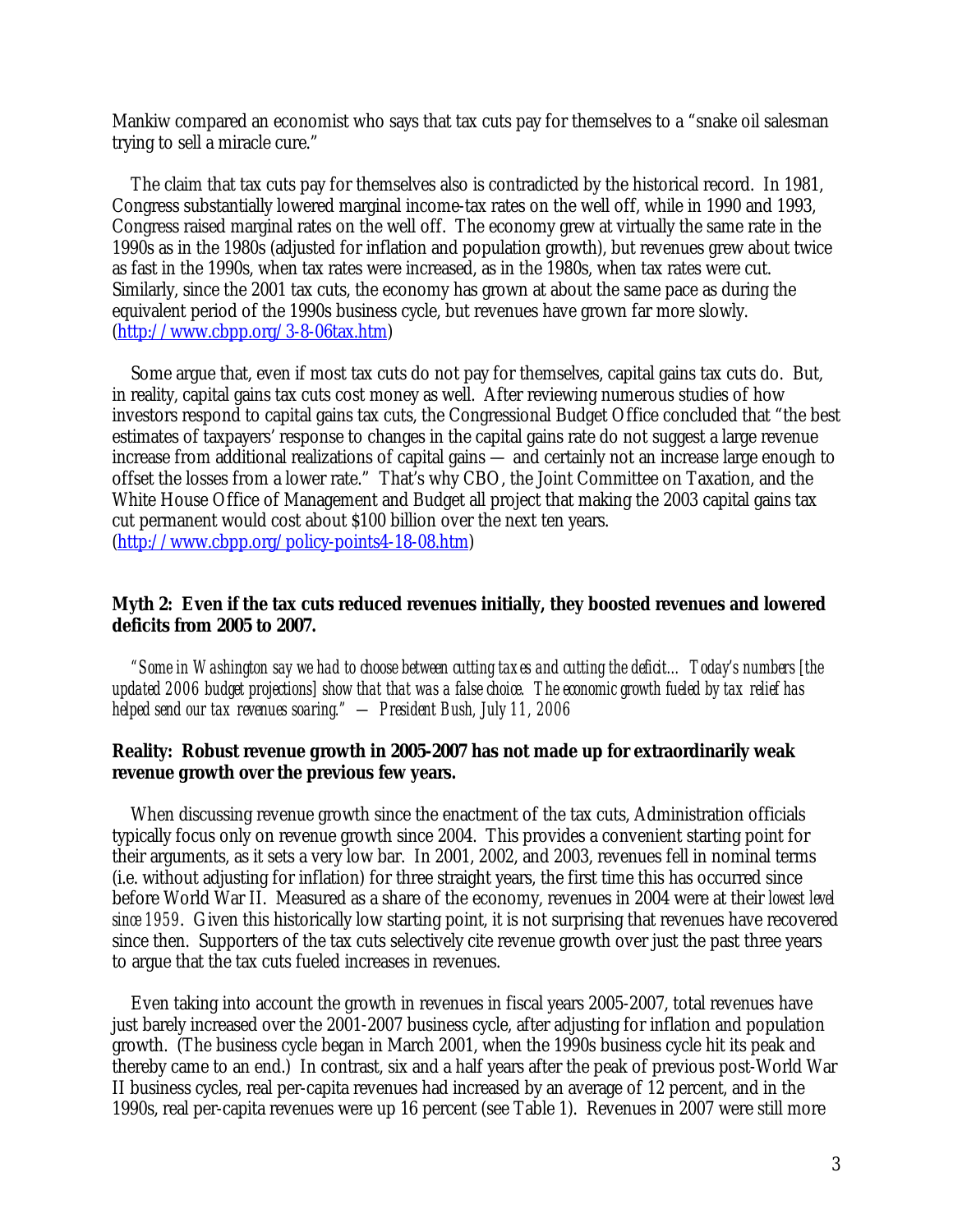Mankiw compared an economist who says that tax cuts pay for themselves to a "snake oil salesman trying to sell a miracle cure."

The claim that tax cuts pay for themselves also is contradicted by the historical record. In 1981, Congress substantially lowered marginal income-tax rates on the well off, while in 1990 and 1993, Congress raised marginal rates on the well off. The economy grew at virtually the same rate in the 1990s as in the 1980s (adjusted for inflation and population growth), but revenues grew about twice as fast in the 1990s, when tax rates were increased, as in the 1980s, when tax rates were cut. Similarly, since the 2001 tax cuts, the economy has grown at about the same pace as during the equivalent period of the 1990s business cycle, but revenues have grown far more slowly. (http://www.cbpp.org/3-8-06tax.htm)

Some argue that, even if most tax cuts do not pay for themselves, capital gains tax cuts do. But, in reality, capital gains tax cuts cost money as well. After reviewing numerous studies of how investors respond to capital gains tax cuts, the Congressional Budget Office concluded that "the best estimates of taxpayers' response to changes in the capital gains rate do not suggest a large revenue increase from additional realizations of capital gains — and certainly not an increase large enough to offset the losses from a lower rate." That's why CBO, the Joint Committee on Taxation, and the White House Office of Management and Budget all project that making the 2003 capital gains tax cut permanent would cost about $100 billion over the next ten years. (http://www.cbpp.org/policy-points4-18-08.htm)

**Myth 2: Even if the tax cuts reduced revenues initially, they boosted revenues and lowered deficits from 2005 to 2007.**

*"Some in Washington say we had to choose between cutting taxes and cutting the deficit… Today's numbers [the updated 2006 budget projections] show that that was a false choice. The economic growth fueled by tax relief has helped send our tax revenues soaring." — President Bush, July 11, 2006*

**Reality: Robust revenue growth in 2005-2007 has not made up for extraordinarily weak revenue growth over the previous few years.**

When discussing revenue growth since the enactment of the tax cuts, Administration officials typically focus only on revenue growth since 2004. This provides a convenient starting point for their arguments, as it sets a very low bar. In 2001, 2002, and 2003, revenues fell in nominal terms (i.e. without adjusting for inflation) for three straight years, the first time this has occurred since before World War II. Measured as a share of the economy, revenues in 2004 were at their *lowest level since 1959*. Given this historically low starting point, it is not surprising that revenues have recovered since then. Supporters of the tax cuts selectively cite revenue growth over just the past three years to argue that the tax cuts fueled increases in revenues.

Even taking into account the growth in revenues in fiscal years 2005-2007, total revenues have just barely increased over the 2001-2007 business cycle, after adjusting for inflation and population growth. (The business cycle began in March 2001, when the 1990s business cycle hit its peak and thereby came to an end.) In contrast, six and a half years after the peak of previous post-World War II business cycles, real per-capita revenues had increased by an average of 12 percent, and in the 1990s, real per-capita revenues were up 16 percent (see Table 1). Revenues in 2007 were still more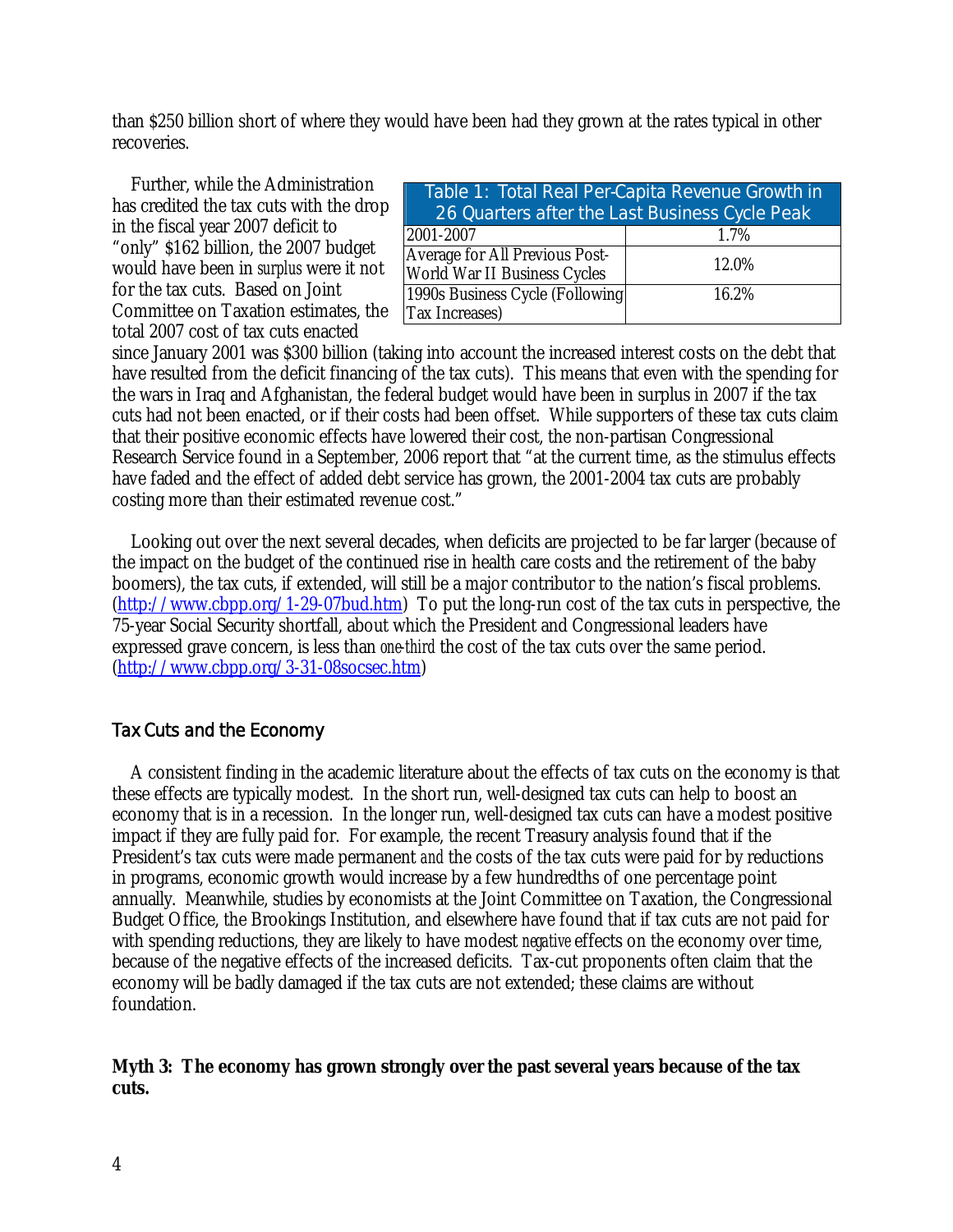than $250 billion short of where they would have been had they grown at the rates typical in other recoveries.

Further, while the Administration has credited the tax cuts with the drop in the fiscal year 2007 deficit to "only" $162 billion, the 2007 budget would have been in *surplus* were it not for the tax cuts. Based on Joint Committee on Taxation estimates, the total 2007 cost of tax cuts enacted since January 2001 was $300 billion (taking into account the increased interest costs on the debt that have resulted from the deficit financing of the tax cuts). This means that even with the spending for the wars in Iraq and Afghanistan, the federal budget would have been in surplus in 2007 if the tax cuts had not been enacted, or if their costs had been offset. While supporters of these tax cuts claim that their positive economic effects have lowered their cost, the non-partisan Congressional Research Service found in a September, 2006 report that "at the current time, as the stimulus effects have faded and the effect of added debt service has grown, the 2001-2004 tax cuts are probably costing more than their estimated revenue cost."

| Table 1: Total Real Per-Capita Revenue Growth in 26 Quarters after the Last Business Cycle Peak | |
|---|---|
| 2001-2007 | 1.7% |
| Average for All Previous Post-World War II Business Cycles | 12.0% |
| 1990s Business Cycle (Following Tax Increases) | 16.2% |

Looking out over the next several decades, when deficits are projected to be far larger (because of the impact on the budget of the continued rise in health care costs and the retirement of the baby boomers), the tax cuts, if extended, will still be a major contributor to the nation's fiscal problems. (http://www.cbpp.org/1-29-07bud.htm) To put the long-run cost of the tax cuts in perspective, the 75-year Social Security shortfall, about which the President and Congressional leaders have expressed grave concern, is less than *one-third* the cost of the tax cuts over the same period. (http://www.cbpp.org/3-31-08socsec.htm)

## Tax Cuts and the Economy

A consistent finding in the academic literature about the effects of tax cuts on the economy is that these effects are typically modest. In the short run, well-designed tax cuts can help to boost an economy that is in a recession. In the longer run, well-designed tax cuts can have a modest positive impact if they are fully paid for. For example, the recent Treasury analysis found that if the President's tax cuts were made permanent *and* the costs of the tax cuts were paid for by reductions in programs, economic growth would increase by a few hundredths of one percentage point annually. Meanwhile, studies by economists at the Joint Committee on Taxation, the Congressional Budget Office, the Brookings Institution, and elsewhere have found that if tax cuts are not paid for with spending reductions, they are likely to have modest *negative* effects on the economy over time, because of the negative effects of the increased deficits. Tax-cut proponents often claim that the economy will be badly damaged if the tax cuts are not extended; these claims are without foundation.

**Myth 3: The economy has grown strongly over the past several years because of the tax cuts.**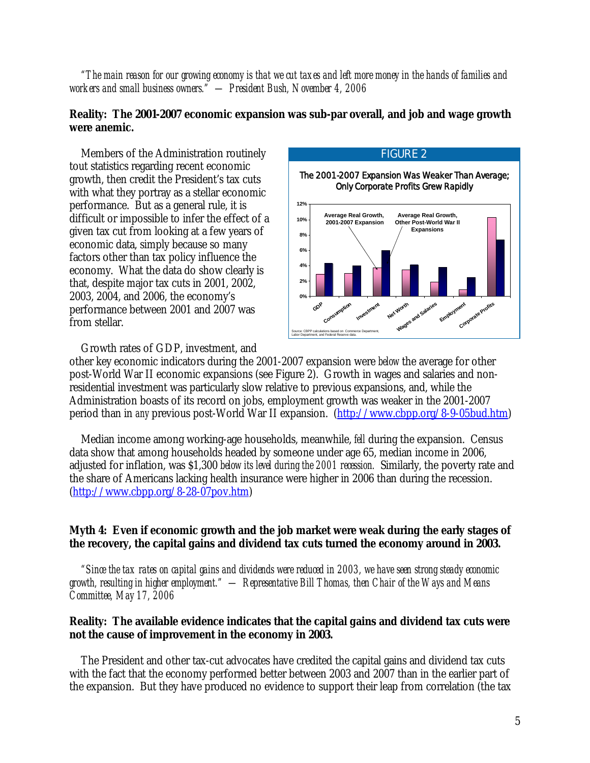*"The main reason for our growing economy is that we cut taxes and left more money in the hands of families and workers and small business owners." — President Bush, November 4, 2006*

**Reality: The 2001-2007 economic expansion was sub-par overall, and job and wage growth were anemic.**

Members of the Administration routinely tout statistics regarding recent economic growth, then credit the President's tax cuts with what they portray as a stellar economic performance. But as a general rule, it is difficult or impossible to infer the effect of a given tax cut from looking at a few years of economic data, simply because so many factors other than tax policy influence the economy. What the data do show clearly is that, despite major tax cuts in 2001, 2002, 2003, 2004, and 2006, the economy's performance between 2001 and 2007 was from stellar.

FIGURE 2

The 2001-2007 Expansion Was Weaker Than Average; Only Corporate Profits Grew Rapidly

Source: CBPP calculations based on Commerce Department, Labor Department, and Federal Reserve data.

Growth rates of GDP, investment, and other key economic indicators during the 2001-2007 expansion were *below* the average for other post-World War II economic expansions (see Figure 2). Growth in wages and salaries and non-residential investment was particularly slow relative to previous expansions, and, while the Administration boasts of its record on jobs, employment growth was weaker in the 2001-2007 period than in *any* previous post-World War II expansion. (http://www.cbpp.org/8-9-05bud.htm)

Median income among working-age households, meanwhile, *fell* during the expansion. Census data show that among households headed by someone under age 65, median income in 2006, adjusted for inflation, was $1,300 *below its level during the 2001 recession.* Similarly, the poverty rate and the share of Americans lacking health insurance were higher in 2006 than during the recession. (http://www.cbpp.org/8-28-07pov.htm)

**Myth 4: Even if economic growth and the job market were weak during the early stages of the recovery, the capital gains and dividend tax cuts turned the economy around in 2003.**

*"Since the tax rates on capital gains and dividends were reduced in 2003, we have seen strong steady economic growth, resulting in higher employment." — Representative Bill Thomas, then Chair of the Ways and Means Committee, May 17, 2006*

**Reality: The available evidence indicates that the capital gains and dividend tax cuts were not the cause of improvement in the economy in 2003.**

The President and other tax-cut advocates have credited the capital gains and dividend tax cuts with the fact that the economy performed better between 2003 and 2007 than in the earlier part of the expansion. But they have produced no evidence to support their leap from correlation (the tax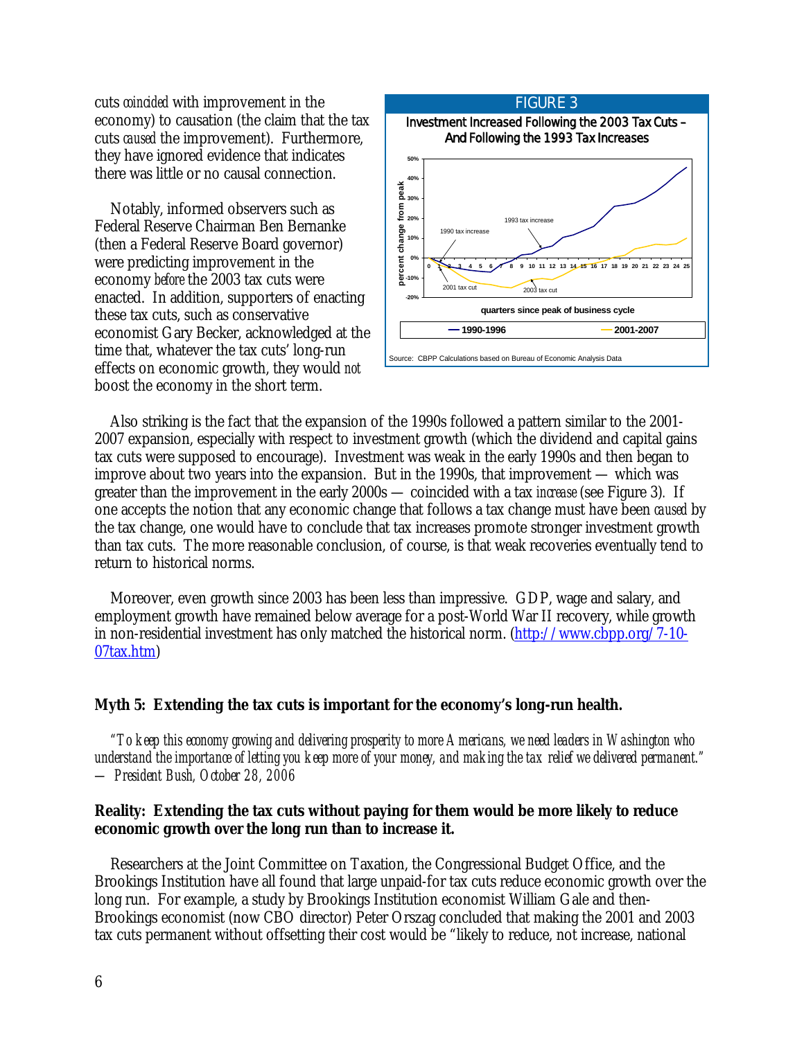cuts *coincided* with improvement in the economy) to causation (the claim that the tax cuts *caused* the improvement). Furthermore, they have ignored evidence that indicates there was little or no causal connection.

Notably, informed observers such as Federal Reserve Chairman Ben Bernanke (then a Federal Reserve Board governor) were predicting improvement in the economy *before* the 2003 tax cuts were enacted. In addition, supporters of enacting these tax cuts, such as conservative economist Gary Becker, acknowledged at the time that, whatever the tax cuts' long-run effects on economic growth, they would *not* boost the economy in the short term.

FIGURE 3

Investment Increased Following the 2003 Tax Cuts – And Following the 1993 Tax Increases

Source: CBPP Calculations based on Bureau of Economic Analysis Data

Also striking is the fact that the expansion of the 1990s followed a pattern similar to the 2001-2007 expansion, especially with respect to investment growth (which the dividend and capital gains tax cuts were supposed to encourage). Investment was weak in the early 1990s and then began to improve about two years into the expansion. But in the 1990s, that improvement — which was greater than the improvement in the early 2000s — coincided with a tax *increase* (see Figure 3). If one accepts the notion that any economic change that follows a tax change must have been *caused* by the tax change, one would have to conclude that tax increases promote stronger investment growth than tax cuts. The more reasonable conclusion, of course, is that weak recoveries eventually tend to return to historical norms.

Moreover, even growth since 2003 has been less than impressive. GDP, wage and salary, and employment growth have remained below average for a post-World War II recovery, while growth in non-residential investment has only matched the historical norm. (http://www.cbpp.org/7-10-07tax.htm)

### Myth 5: Extending the tax cuts is important for the economy's long-run health.

*"To keep this economy growing and delivering prosperity to more Americans, we need leaders in Washington who understand the importance of letting you keep more of your money, and making the tax relief we delivered permanent."* — *President Bush, October 28, 2006*

### Reality: Extending the tax cuts without paying for them would be more likely to reduce economic growth over the long run than to increase it.

Researchers at the Joint Committee on Taxation, the Congressional Budget Office, and the Brookings Institution have all found that large unpaid-for tax cuts reduce economic growth over the long run. For example, a study by Brookings Institution economist William Gale and then-Brookings economist (now CBO director) Peter Orszag concluded that making the 2001 and 2003 tax cuts permanent without offsetting their cost would be "likely to reduce, not increase, national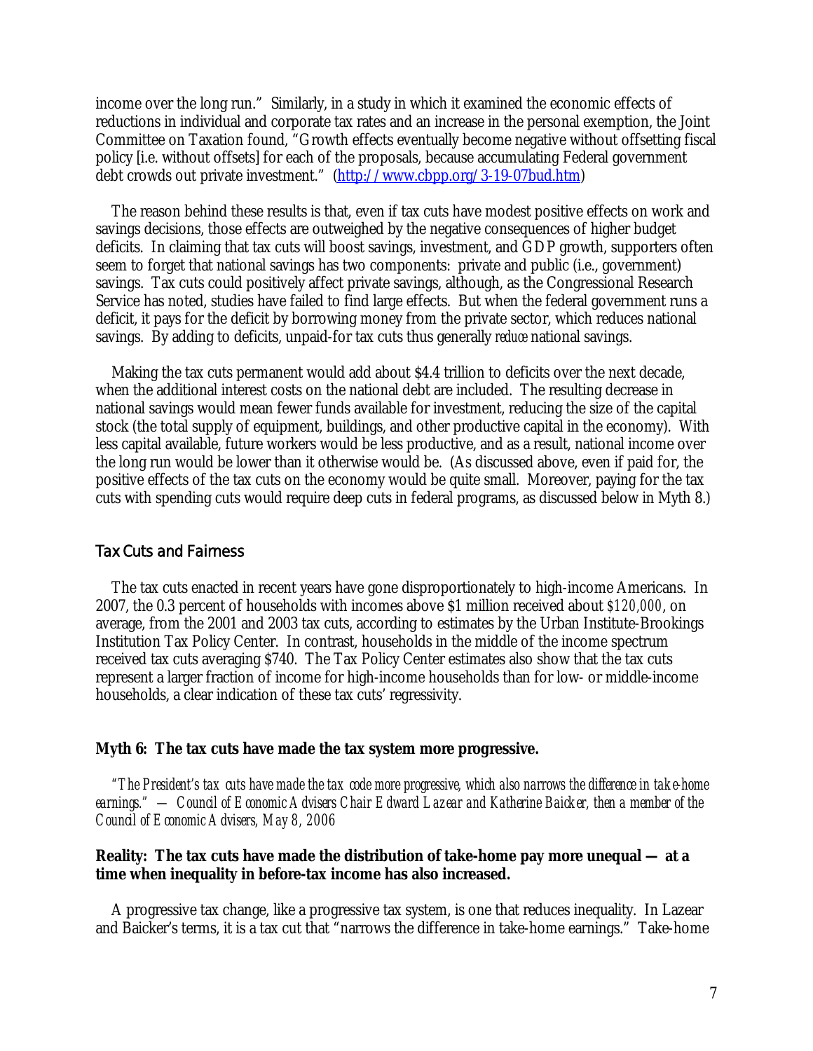income over the long run." Similarly, in a study in which it examined the economic effects of reductions in individual and corporate tax rates and an increase in the personal exemption, the Joint Committee on Taxation found, "Growth effects eventually become negative without offsetting fiscal policy [i.e. without offsets] for each of the proposals, because accumulating Federal government debt crowds out private investment." (http://www.cbpp.org/3-19-07bud.htm)

The reason behind these results is that, even if tax cuts have modest positive effects on work and savings decisions, those effects are outweighed by the negative consequences of higher budget deficits. In claiming that tax cuts will boost savings, investment, and GDP growth, supporters often seem to forget that national savings has two components: private and public (i.e., government) savings. Tax cuts could positively affect private savings, although, as the Congressional Research Service has noted, studies have failed to find large effects. But when the federal government runs a deficit, it pays for the deficit by borrowing money from the private sector, which reduces national savings. By adding to deficits, unpaid-for tax cuts thus generally *reduce* national savings.

Making the tax cuts permanent would add about $4.4 trillion to deficits over the next decade, when the additional interest costs on the national debt are included. The resulting decrease in national savings would mean fewer funds available for investment, reducing the size of the capital stock (the total supply of equipment, buildings, and other productive capital in the economy). With less capital available, future workers would be less productive, and as a result, national income over the long run would be lower than it otherwise would be. (As discussed above, even if paid for, the positive effects of the tax cuts on the economy would be quite small. Moreover, paying for the tax cuts with spending cuts would require deep cuts in federal programs, as discussed below in Myth 8.)

## Tax Cuts and Fairness

The tax cuts enacted in recent years have gone disproportionately to high-income Americans. In 2007, the 0.3 percent of households with incomes above $1 million received about *$120,000*, on average, from the 2001 and 2003 tax cuts, according to estimates by the Urban Institute-Brookings Institution Tax Policy Center. In contrast, households in the middle of the income spectrum received tax cuts averaging $740. The Tax Policy Center estimates also show that the tax cuts represent a larger fraction of income for high-income households than for low- or middle-income households, a clear indication of these tax cuts' regressivity.

**Myth 6: The tax cuts have made the tax system more progressive.**

*"The President's tax cuts have made the tax code more progressive, which also narrows the difference in take-home earnings." — Council of Economic Advisers Chair Edward Lazear and Katherine Baicker, then a member of the Council of Economic Advisers, May 8, 2006*

**Reality: The tax cuts have made the distribution of take-home pay more unequal — at a time when inequality in before-tax income has also increased.**

A progressive tax change, like a progressive tax system, is one that reduces inequality. In Lazear and Baicker's terms, it is a tax cut that "narrows the difference in take-home earnings." Take-home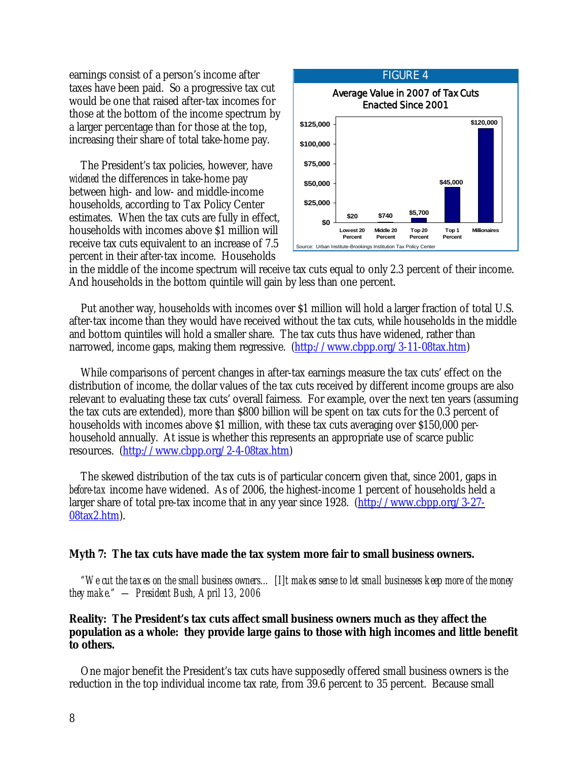earnings consist of a person's income after taxes have been paid. So a progressive tax cut would be one that raised after-tax incomes for those at the bottom of the income spectrum by a larger percentage than for those at the top, increasing their share of total take-home pay.

The President's tax policies, however, have *widened* the differences in take-home pay between high- and low- and middle-income households, according to Tax Policy Center estimates. When the tax cuts are fully in effect, households with incomes above $1 million will receive tax cuts equivalent to an increase of 7.5 percent in their after-tax income. Households in the middle of the income spectrum will receive tax cuts equal to only 2.3 percent of their income. And households in the bottom quintile will gain by less than one percent.

**FIGURE 4**

**Average Value in 2007 of Tax Cuts Enacted Since 2001**

| Lowest 20 Percent | Middle 20 Percent | Top 20 Percent | Top 1 Percent | Millionaires |
|---|---|---|---|---|
| $20 | $740 | $5,700 | $45,000 | $120,000 |

Source: Urban Institute-Brookings Institution Tax Policy Center

Put another way, households with incomes over $1 million will hold a larger fraction of total U.S. after-tax income than they would have received without the tax cuts, while households in the middle and bottom quintiles will hold a smaller share. The tax cuts thus have widened, rather than narrowed, income gaps, making them regressive. (http://www.cbpp.org/3-11-08tax.htm)

While comparisons of percent changes in after-tax earnings measure the tax cuts' effect on the distribution of income, the dollar values of the tax cuts received by different income groups are also relevant to evaluating these tax cuts' overall fairness. For example, over the next ten years (assuming the tax cuts are extended), more than $800 billion will be spent on tax cuts for the 0.3 percent of households with incomes above $1 million, with these tax cuts averaging over $150,000 per-household annually. At issue is whether this represents an appropriate use of scarce public resources. (http://www.cbpp.org/2-4-08tax.htm)

The skewed distribution of the tax cuts is of particular concern given that, since 2001, gaps in *before-tax* income have widened. As of 2006, the highest-income 1 percent of households held a larger share of total pre-tax income that in any year since 1928. (http://www.cbpp.org/3-27-08tax2.htm).

**Myth 7: The tax cuts have made the tax system more fair to small business owners.**

*"We cut the taxes on the small business owners… [I]t makes sense to let small businesses keep more of the money they make." — President Bush, April 13, 2006*

**Reality: The President's tax cuts affect small business owners much as they affect the population as a whole: they provide large gains to those with high incomes and little benefit to others.**

One major benefit the President's tax cuts have supposedly offered small business owners is the reduction in the top individual income tax rate, from 39.6 percent to 35 percent. Because small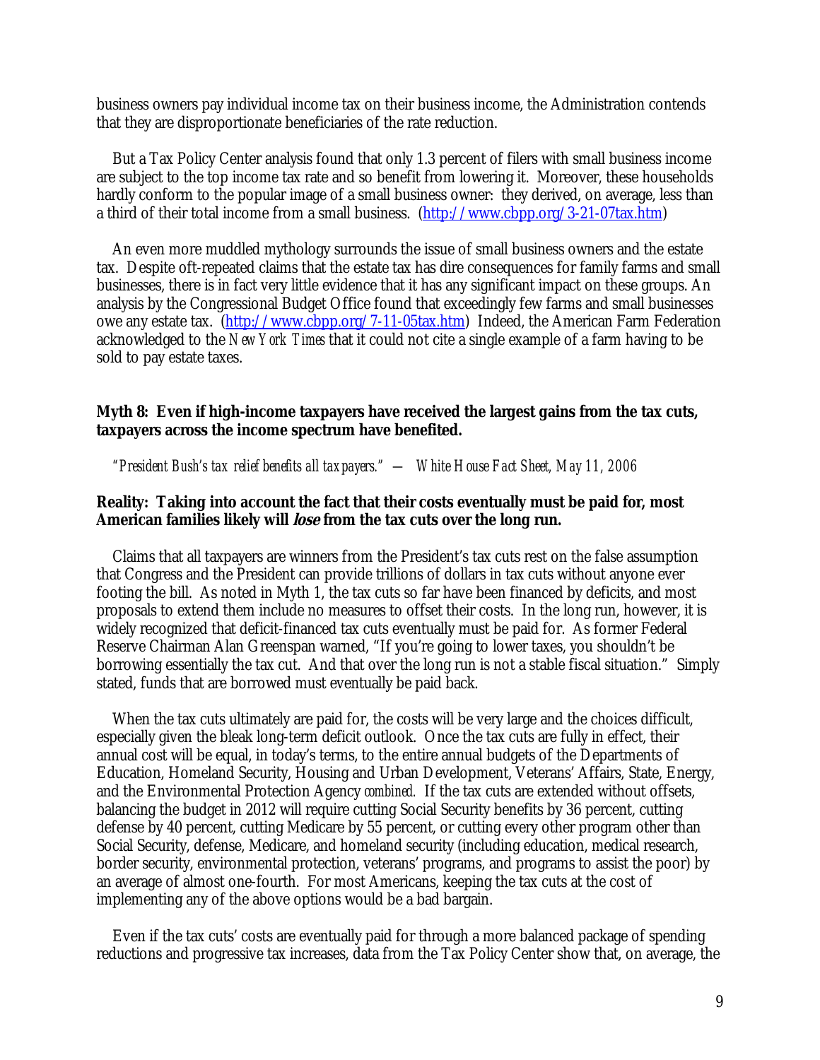business owners pay individual income tax on their business income, the Administration contends that they are disproportionate beneficiaries of the rate reduction.

But a Tax Policy Center analysis found that only 1.3 percent of filers with small business income are subject to the top income tax rate and so benefit from lowering it. Moreover, these households hardly conform to the popular image of a small business owner: they derived, on average, less than a third of their total income from a small business. (http://www.cbpp.org/3-21-07tax.htm)

An even more muddled mythology surrounds the issue of small business owners and the estate tax. Despite oft-repeated claims that the estate tax has dire consequences for family farms and small businesses, there is in fact very little evidence that it has any significant impact on these groups. An analysis by the Congressional Budget Office found that exceedingly few farms and small businesses owe any estate tax. (http://www.cbpp.org/7-11-05tax.htm) Indeed, the American Farm Federation acknowledged to the *New York Times* that it could not cite a single example of a farm having to be sold to pay estate taxes.

**Myth 8: Even if high-income taxpayers have received the largest gains from the tax cuts, taxpayers across the income spectrum have benefited.**

*"President Bush's tax relief benefits all taxpayers." — White House Fact Sheet, May 11, 2006*

**Reality: Taking into account the fact that their costs eventually must be paid for, most American families likely will *lose* from the tax cuts over the long run.**

Claims that all taxpayers are winners from the President's tax cuts rest on the false assumption that Congress and the President can provide trillions of dollars in tax cuts without anyone ever footing the bill. As noted in Myth 1, the tax cuts so far have been financed by deficits, and most proposals to extend them include no measures to offset their costs. In the long run, however, it is widely recognized that deficit-financed tax cuts eventually must be paid for. As former Federal Reserve Chairman Alan Greenspan warned, "If you're going to lower taxes, you shouldn't be borrowing essentially the tax cut. And that over the long run is not a stable fiscal situation." Simply stated, funds that are borrowed must eventually be paid back.

When the tax cuts ultimately are paid for, the costs will be very large and the choices difficult, especially given the bleak long-term deficit outlook. Once the tax cuts are fully in effect, their annual cost will be equal, in today's terms, to the entire annual budgets of the Departments of Education, Homeland Security, Housing and Urban Development, Veterans' Affairs, State, Energy, and the Environmental Protection Agency *combined.* If the tax cuts are extended without offsets, balancing the budget in 2012 will require cutting Social Security benefits by 36 percent, cutting defense by 40 percent, cutting Medicare by 55 percent, or cutting every other program other than Social Security, defense, Medicare, and homeland security (including education, medical research, border security, environmental protection, veterans' programs, and programs to assist the poor) by an average of almost one-fourth. For most Americans, keeping the tax cuts at the cost of implementing any of the above options would be a bad bargain.

Even if the tax cuts' costs are eventually paid for through a more balanced package of spending reductions and progressive tax increases, data from the Tax Policy Center show that, on average, the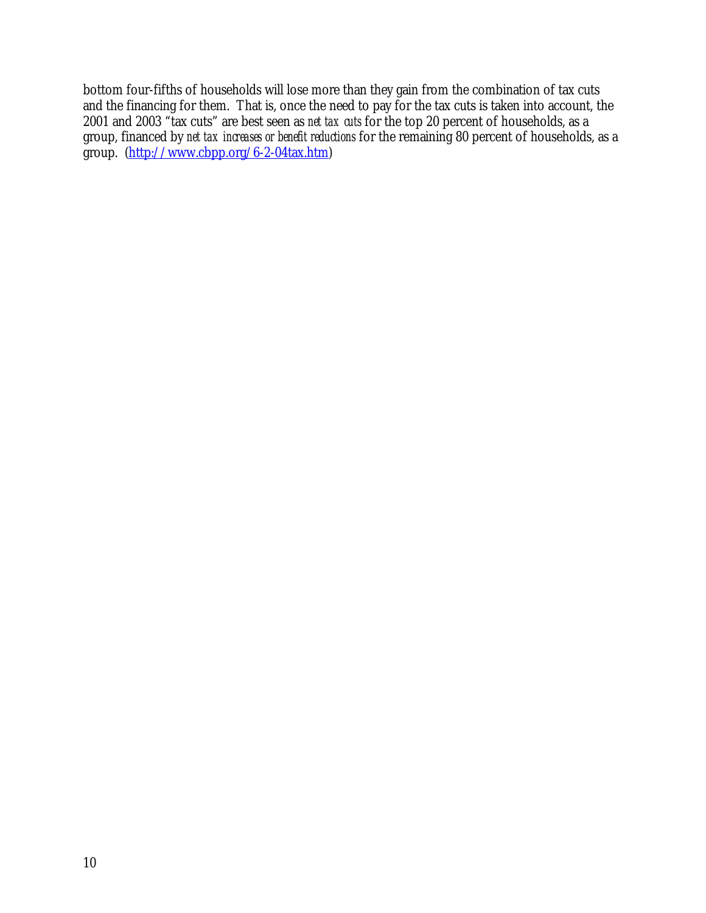bottom four-fifths of households will lose more than they gain from the combination of tax cuts and the financing for them. That is, once the need to pay for the tax cuts is taken into account, the 2001 and 2003 "tax cuts" are best seen as *net tax cuts* for the top 20 percent of households, as a group, financed by *net tax increases or benefit reductions* for the remaining 80 percent of households, as a group. ([http://www.cbpp.org/6-2-04tax.htm](http://www.cbpp.org/6-2-04tax.htm))